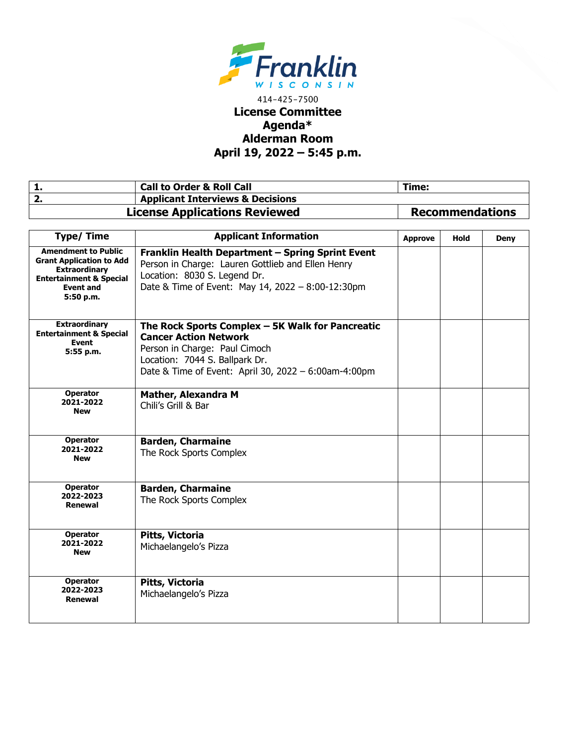Franklin
WISCONSIN

414-425-7500

# License Committee
# Agenda*
# Alderman Room
# April 19, 2022 – 5:45 p.m.

| | | |
|---|---|---|
| **1.** | **Call to Order & Roll Call** | **Time:** |
| **2.** | **Applicant Interviews & Decisions** | |
| **License Applications Reviewed** | | **Recommendations** |

| Type/ Time | Applicant Information | Approve | Hold | Deny |
|---|---|---|---|---|
| **Amendment to Public Grant Application to Add Extraordinary Entertainment & Special Event and 5:50 p.m.** | **Franklin Health Department – Spring Sprint Event**<br>Person in Charge: Lauren Gottlieb and Ellen Henry<br>Location: 8030 S. Legend Dr.<br>Date & Time of Event: May 14, 2022 – 8:00-12:30pm | | | |
| **Extraordinary Entertainment & Special Event 5:55 p.m.** | **The Rock Sports Complex – 5K Walk for Pancreatic Cancer Action Network**<br>Person in Charge: Paul Cimoch<br>Location: 7044 S. Ballpark Dr.<br>Date & Time of Event: April 30, 2022 – 6:00am-4:00pm | | | |
| **Operator 2021-2022 New** | **Mather, Alexandra M**<br>Chili's Grill & Bar | | | |
| **Operator 2021-2022 New** | **Barden, Charmaine**<br>The Rock Sports Complex | | | |
| **Operator 2022-2023 Renewal** | **Barden, Charmaine**<br>The Rock Sports Complex | | | |
| **Operator 2021-2022 New** | **Pitts, Victoria**<br>Michaelangelo's Pizza | | | |
| **Operator 2022-2023 Renewal** | **Pitts, Victoria**<br>Michaelangelo's Pizza | | | |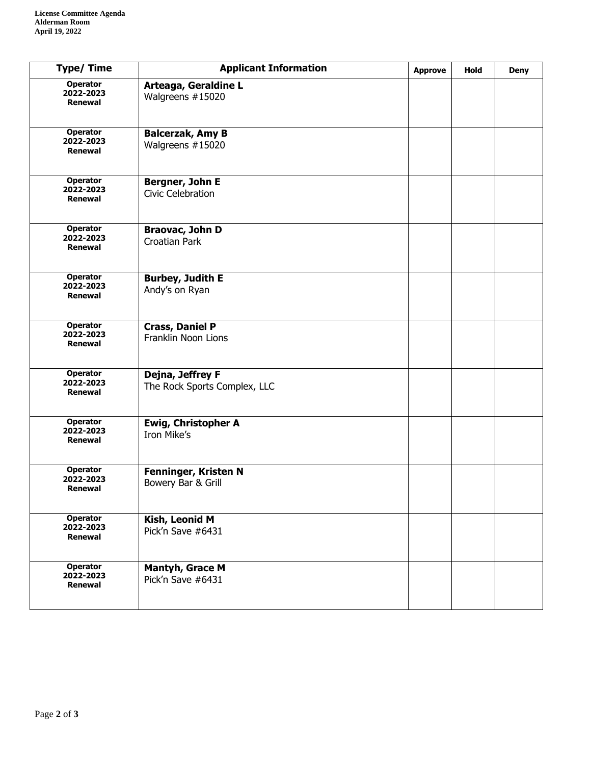**License Committee Agenda**
**Alderman Room**
**April 19, 2022**

| Type/ Time | Applicant Information | Approve | Hold | Deny |
|---|---|---|---|---|
| **Operator 2022-2023 Renewal** | **Arteaga, Geraldine L** Walgreens #15020 | | | |
| **Operator 2022-2023 Renewal** | **Balcerzak, Amy B** Walgreens #15020 | | | |
| **Operator 2022-2023 Renewal** | **Bergner, John E** Civic Celebration | | | |
| **Operator 2022-2023 Renewal** | **Braovac, John D** Croatian Park | | | |
| **Operator 2022-2023 Renewal** | **Burbey, Judith E** Andy's on Ryan | | | |
| **Operator 2022-2023 Renewal** | **Crass, Daniel P** Franklin Noon Lions | | | |
| **Operator 2022-2023 Renewal** | **Dejna, Jeffrey F** The Rock Sports Complex, LLC | | | |
| **Operator 2022-2023 Renewal** | **Ewig, Christopher A** Iron Mike's | | | |
| **Operator 2022-2023 Renewal** | **Fenninger, Kristen N** Bowery Bar & Grill | | | |
| **Operator 2022-2023 Renewal** | **Kish, Leonid M** Pick'n Save #6431 | | | |
| **Operator 2022-2023 Renewal** | **Mantyh, Grace M** Pick'n Save #6431 | | | |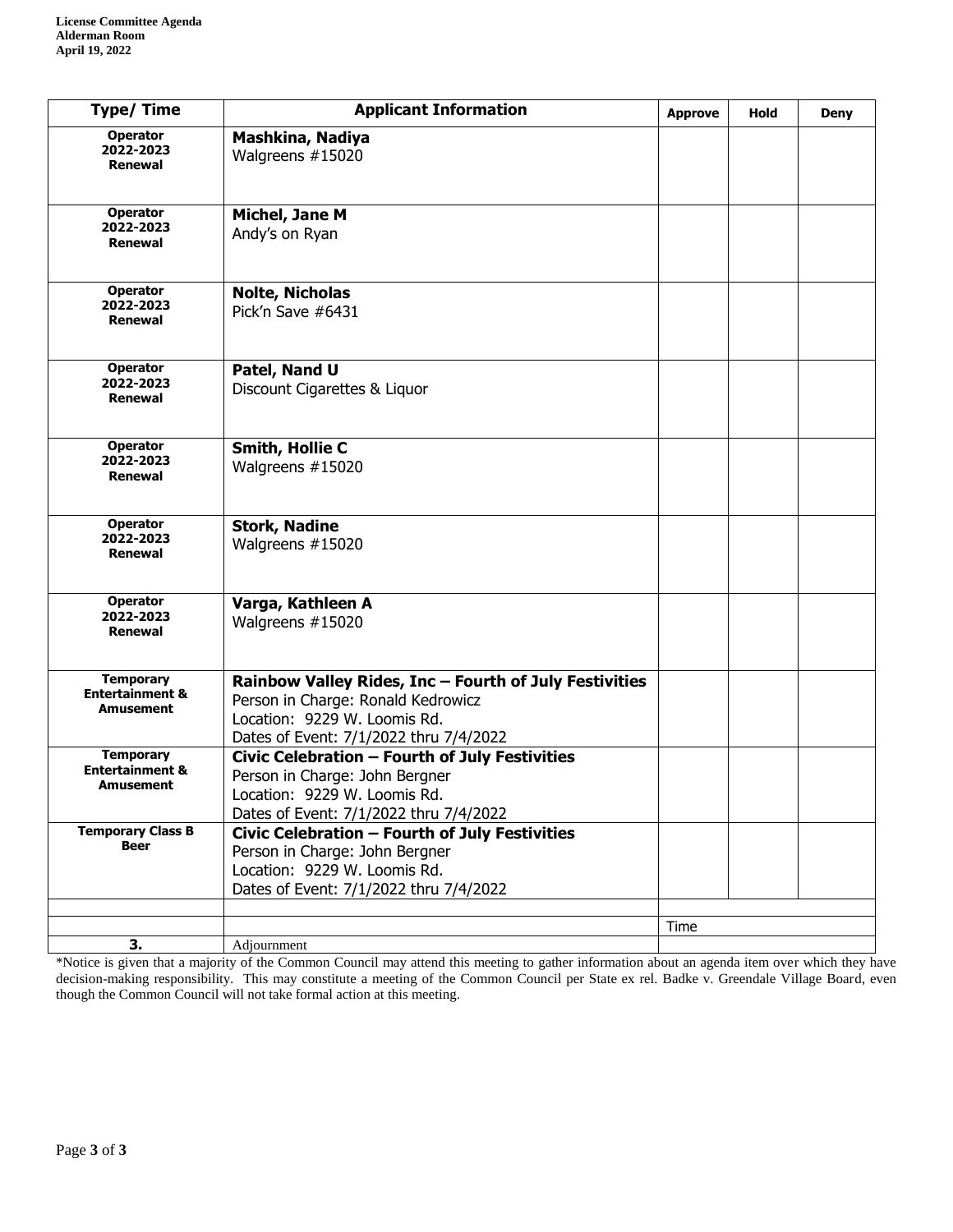**License Committee Agenda**
**Alderman Room**
**April 19, 2022**

| Type/ Time | Applicant Information | Approve | Hold | Deny |
|---|---|---|---|---|
| **Operator 2022-2023 Renewal** | **Mashkina, Nadiya**<br>Walgreens #15020 | | | |
| **Operator 2022-2023 Renewal** | **Michel, Jane M**<br>Andy's on Ryan | | | |
| **Operator 2022-2023 Renewal** | **Nolte, Nicholas**<br>Pick'n Save #6431 | | | |
| **Operator 2022-2023 Renewal** | **Patel, Nand U**<br>Discount Cigarettes & Liquor | | | |
| **Operator 2022-2023 Renewal** | **Smith, Hollie C**<br>Walgreens #15020 | | | |
| **Operator 2022-2023 Renewal** | **Stork, Nadine**<br>Walgreens #15020 | | | |
| **Operator 2022-2023 Renewal** | **Varga, Kathleen A**<br>Walgreens #15020 | | | |
| **Temporary Entertainment & Amusement** | **Rainbow Valley Rides, Inc – Fourth of July Festivities**<br>Person in Charge: Ronald Kedrowicz<br>Location: 9229 W. Loomis Rd.<br>Dates of Event: 7/1/2022 thru 7/4/2022 | | | |
| **Temporary Entertainment & Amusement** | **Civic Celebration – Fourth of July Festivities**<br>Person in Charge: John Bergner<br>Location: 9229 W. Loomis Rd.<br>Dates of Event: 7/1/2022 thru 7/4/2022 | | | |
| **Temporary Class B Beer** | **Civic Celebration – Fourth of July Festivities**<br>Person in Charge: John Bergner<br>Location: 9229 W. Loomis Rd.<br>Dates of Event: 7/1/2022 thru 7/4/2022 | | | |
| | | | | |
| | | Time | | |
| **3.** | Adjournment | | | |

*Notice is given that a majority of the Common Council may attend this meeting to gather information about an agenda item over which they have decision-making responsibility. This may constitute a meeting of the Common Council per State ex rel. Badke v. Greendale Village Board, even though the Common Council will not take formal action at this meeting.